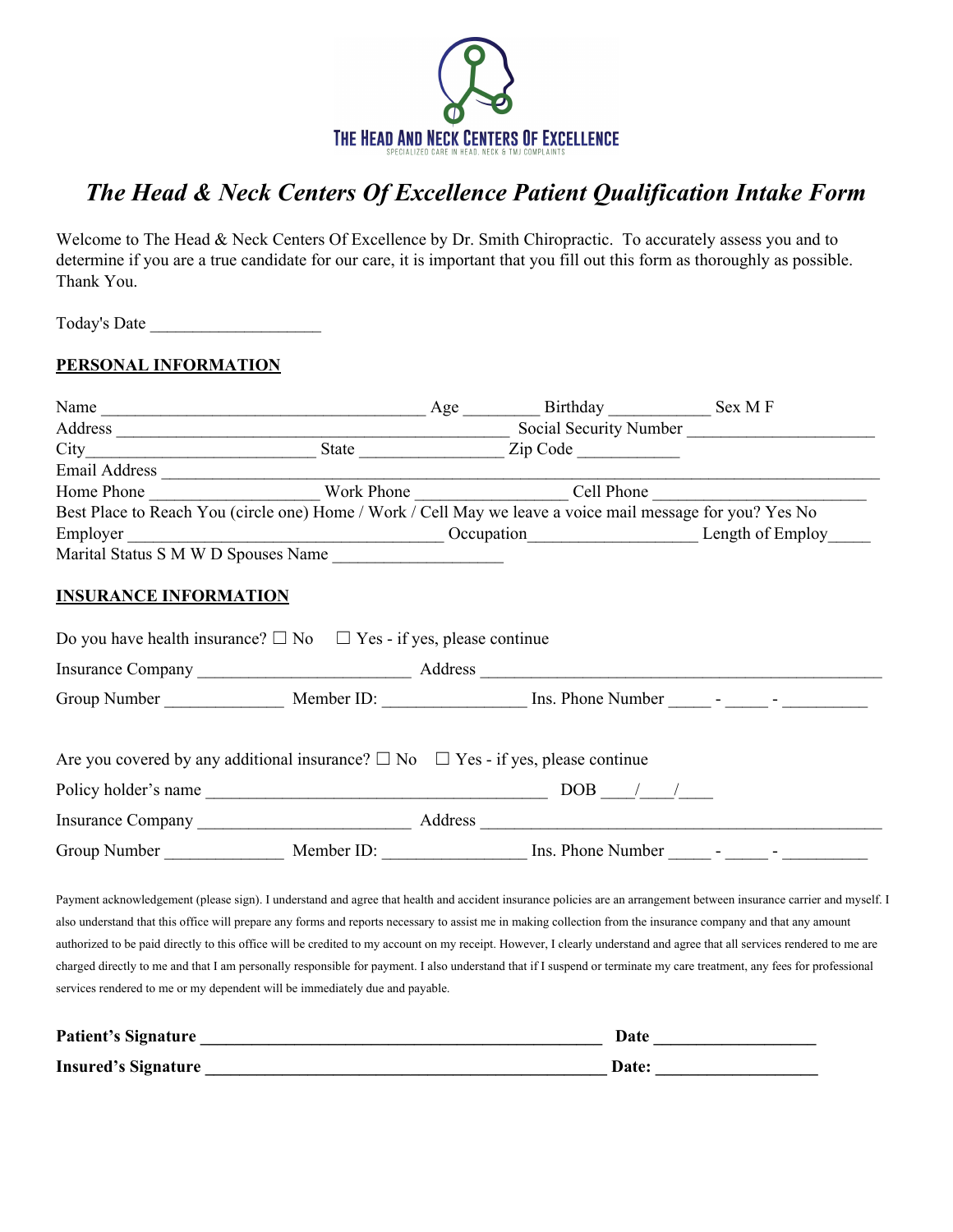THE HEAD AND NECK CENTERS OF EXCELLENCE
SPECIALIZED CARE IN HEAD, NECK & TMJ COMPLAINTS

# *The Head & Neck Centers Of Excellence Patient Qualification Intake Form*

Welcome to The Head & Neck Centers Of Excellence by Dr. Smith Chiropractic. To accurately assess you and to determine if you are a true candidate for our care, it is important that you fill out this form as thoroughly as possible. Thank You.

Today's Date ____________________

## PERSONAL INFORMATION

Name ______________________________________ Age ________ Birthday ___________ Sex M F
Address ______________________________________________ Social Security Number ______________________
City__________________________ State ________________ Zip Code ___________
Email Address ________________________________________________________________________________
Home Phone ____________________ Work Phone ________________ Cell Phone ________________________
Best Place to Reach You (circle one) Home / Work / Cell May we leave a voice mail message for you? Yes No
Employer __________________________________ Occupation___________________ Length of Employ_____
Marital Status S M W D Spouses Name ____________________

## INSURANCE INFORMATION

Do you have health insurance? ☐ No ☐ Yes - if yes, please continue

Insurance Company ________________________ Address _____________________________________________

Group Number _____________ Member ID: ________________ Ins. Phone Number _____ - _____ - _________

Are you covered by any additional insurance? ☐ No ☐ Yes - if yes, please continue

Policy holder's name _______________________________________ DOB ___/___/___

Insurance Company ________________________ Address _____________________________________________

Group Number _____________ Member ID: ________________ Ins. Phone Number _____ - _____ - _________

Payment acknowledgement (please sign). I understand and agree that health and accident insurance policies are an arrangement between insurance carrier and myself. I also understand that this office will prepare any forms and reports necessary to assist me in making collection from the insurance company and that any amount authorized to be paid directly to this office will be credited to my account on my receipt. However, I clearly understand and agree that all services rendered to me are charged directly to me and that I am personally responsible for payment. I also understand that if I suspend or terminate my care treatment, any fees for professional services rendered to me or my dependent will be immediately due and payable.

**Patient's Signature** ____________________________________________ **Date** __________________

**Insured's Signature** ____________________________________________ **Date:** __________________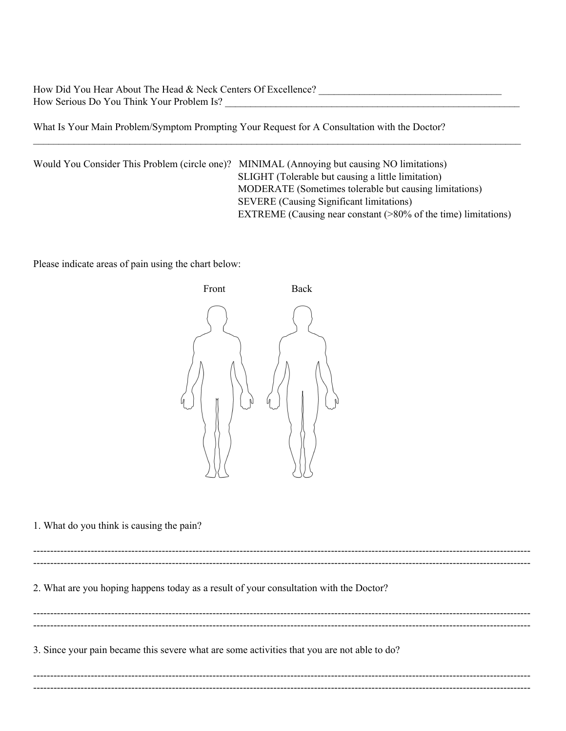How Did You Hear About The Head & Neck Centers Of Excellence? ____________________________________
How Serious Do You Think Your Problem Is? ____________________________________________________________

What Is Your Main Problem/Symptom Prompting Your Request for A Consultation with the Doctor?
_____________________________________________________________________________________________________

Would You Consider This Problem (circle one)? MINIMAL (Annoying but causing NO limitations)
SLIGHT (Tolerable but causing a little limitation)
MODERATE (Sometimes tolerable but causing limitations)
SEVERE (Causing Significant limitations)
EXTREME (Causing near constant (>80% of the time) limitations)

Please indicate areas of pain using the chart below:

Front Back

1. What do you think is causing the pain?

-----------------------------------------------------------------------------------------------------------------------------------------
-----------------------------------------------------------------------------------------------------------------------------------------

2. What are you hoping happens today as a result of your consultation with the Doctor?

-----------------------------------------------------------------------------------------------------------------------------------------
-----------------------------------------------------------------------------------------------------------------------------------------

3. Since your pain became this severe what are some activities that you are not able to do?

-----------------------------------------------------------------------------------------------------------------------------------------
-----------------------------------------------------------------------------------------------------------------------------------------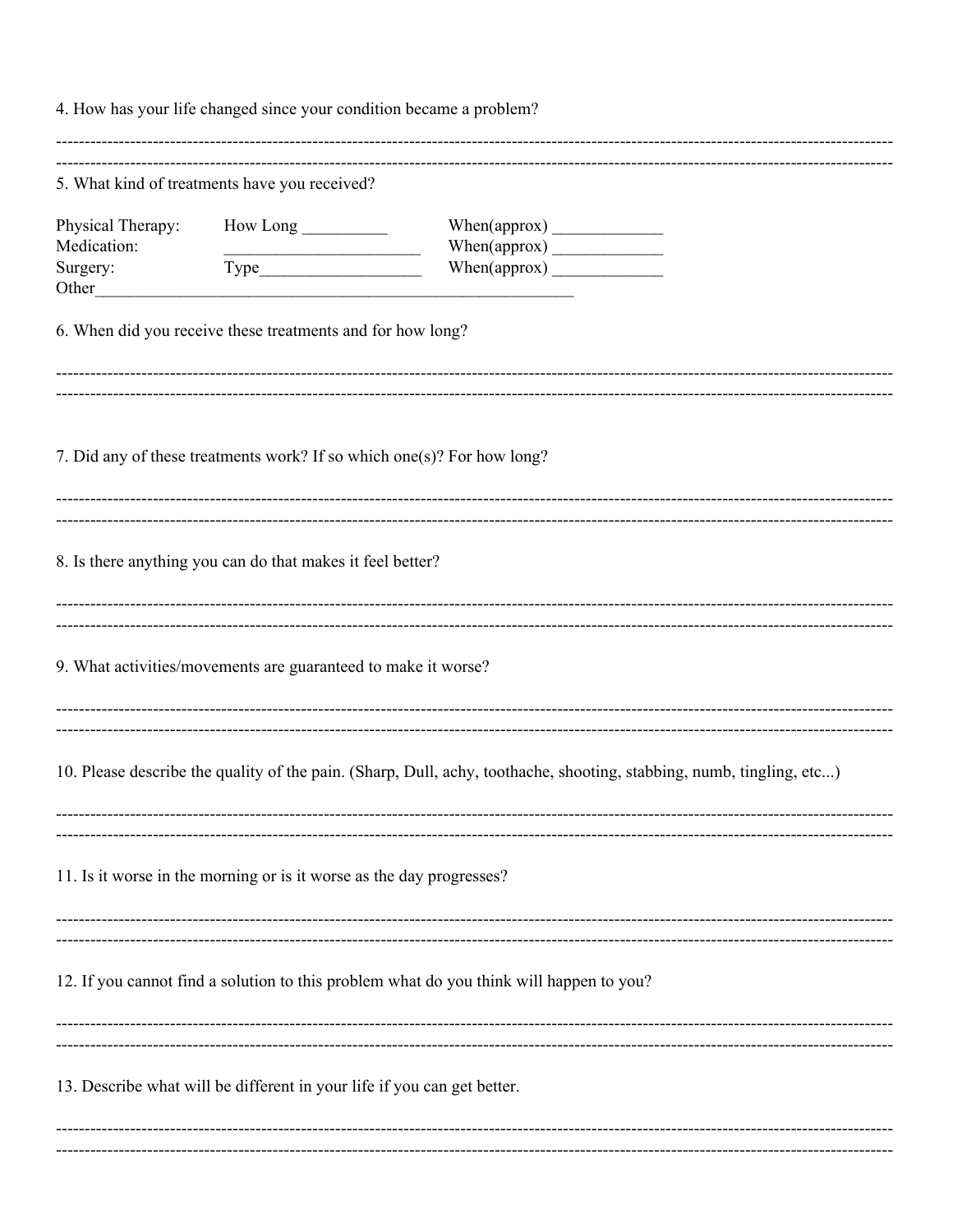4. How has your life changed since your condition became a problem?

---

---

5. What kind of treatments have you received?

| | | |
|---|---|---|
| Physical Therapy: | How Long __________ | When(approx) _____________ |
| Medication: | ______________________ | When(approx) _____________ |
| Surgery: | Type___________________ | When(approx) _____________ |

Other_________________________________________________________

6. When did you receive these treatments and for how long?

---

---

7. Did any of these treatments work? If so which one(s)? For how long?

---

---

8. Is there anything you can do that makes it feel better?

---

---

9. What activities/movements are guaranteed to make it worse?

---

---

10. Please describe the quality of the pain. (Sharp, Dull, achy, toothache, shooting, stabbing, numb, tingling, etc...)

---

---

11. Is it worse in the morning or is it worse as the day progresses?

---

---

12. If you cannot find a solution to this problem what do you think will happen to you?

---

---

13. Describe what will be different in your life if you can get better.

---

---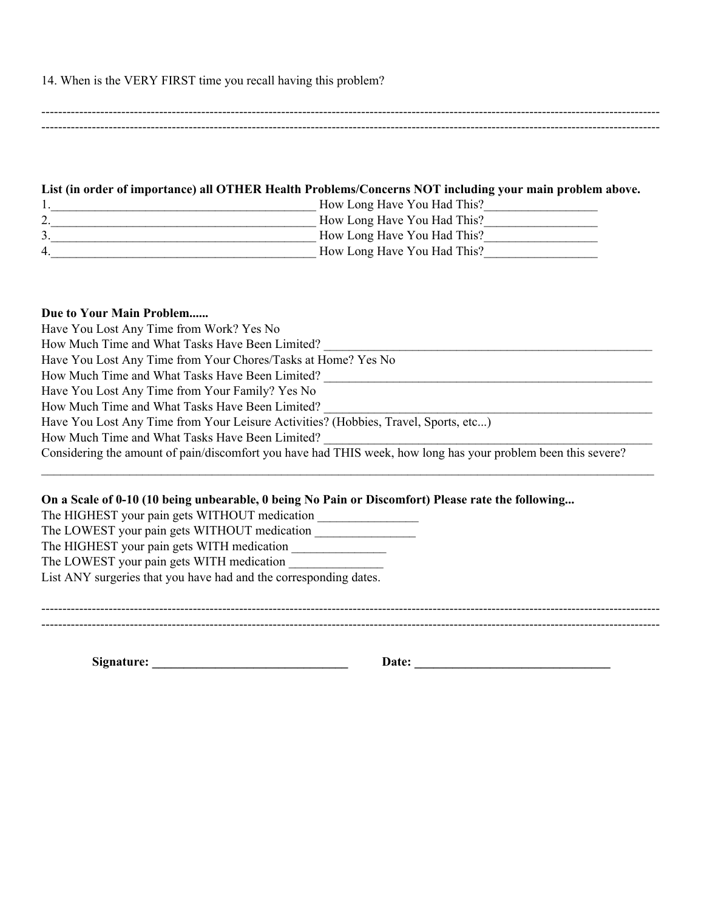14. When is the VERY FIRST time you recall having this problem?

------------------------------------------------------------------------------------------------------------------------------------------------

------------------------------------------------------------------------------------------------------------------------------------------------

**List (in order of importance) all OTHER Health Problems/Concerns NOT including your main problem above.**

1.__________________________________________ How Long Have You Had This?__________________

2.__________________________________________ How Long Have You Had This?__________________

3.__________________________________________ How Long Have You Had This?__________________

4.__________________________________________ How Long Have You Had This?__________________

**Due to Your Main Problem......**

Have You Lost Any Time from Work? Yes No

How Much Time and What Tasks Have Been Limited? ______________________________________________________

Have You Lost Any Time from Your Chores/Tasks at Home? Yes No

How Much Time and What Tasks Have Been Limited? ______________________________________________________

Have You Lost Any Time from Your Family? Yes No

How Much Time and What Tasks Have Been Limited? ______________________________________________________

Have You Lost Any Time from Your Leisure Activities? (Hobbies, Travel, Sports, etc...)

How Much Time and What Tasks Have Been Limited? ______________________________________________________

Considering the amount of pain/discomfort you have had THIS week, how long has your problem been this severe?

____________________________________________________________________________________________________________

**On a Scale of 0-10 (10 being unbearable, 0 being No Pain or Discomfort) Please rate the following...**

The HIGHEST your pain gets WITHOUT medication ________________

The LOWEST your pain gets WITHOUT medication ________________

The HIGHEST your pain gets WITH medication _______________

The LOWEST your pain gets WITH medication _______________

List ANY surgeries that you have had and the corresponding dates.

------------------------------------------------------------------------------------------------------------------------------------------------

------------------------------------------------------------------------------------------------------------------------------------------------

**Signature: ________________________________ Date: ________________________________**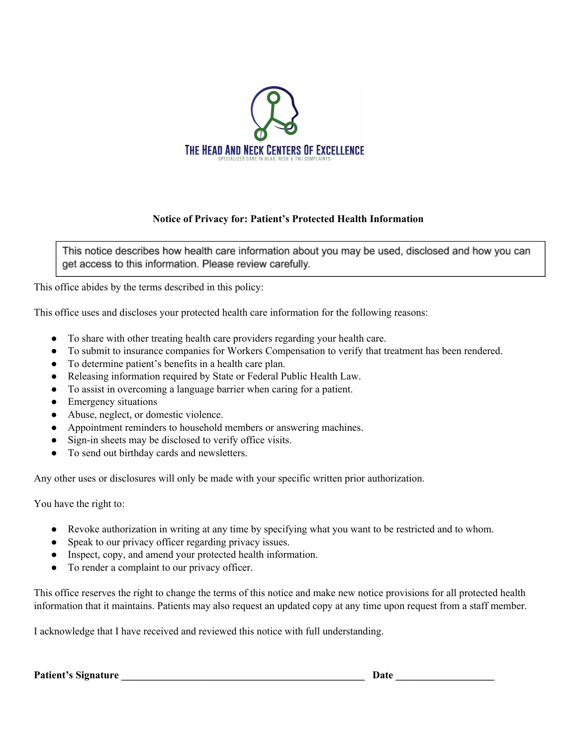THE HEAD AND NECK CENTERS OF EXCELLENCE

SPECIALIZED CARE IN HEAD, NECK & TMJ COMPLAINTS

**Notice of Privacy for: Patient's Protected Health Information**

> This notice describes how health care information about you may be used, disclosed and how you can get access to this information. Please review carefully.

This office abides by the terms described in this policy:

This office uses and discloses your protected health care information for the following reasons:

- To share with other treating health care providers regarding your health care.
- To submit to insurance companies for Workers Compensation to verify that treatment has been rendered.
- To determine patient's benefits in a health care plan.
- Releasing information required by State or Federal Public Health Law.
- To assist in overcoming a language barrier when caring for a patient.
- Emergency situations
- Abuse, neglect, or domestic violence.
- Appointment reminders to household members or answering machines.
- Sign-in sheets may be disclosed to verify office visits.
- To send out birthday cards and newsletters.

Any other uses or disclosures will only be made with your specific written prior authorization.

You have the right to:

- Revoke authorization in writing at any time by specifying what you want to be restricted and to whom.
- Speak to our privacy officer regarding privacy issues.
- Inspect, copy, and amend your protected health information.
- To render a complaint to our privacy officer.

This office reserves the right to change the terms of this notice and make new notice provisions for all protected health information that it maintains. Patients may also request an updated copy at any time upon request from a staff member.

I acknowledge that I have received and reviewed this notice with full understanding.

**Patient's Signature** _______________________________________________ **Date** __________________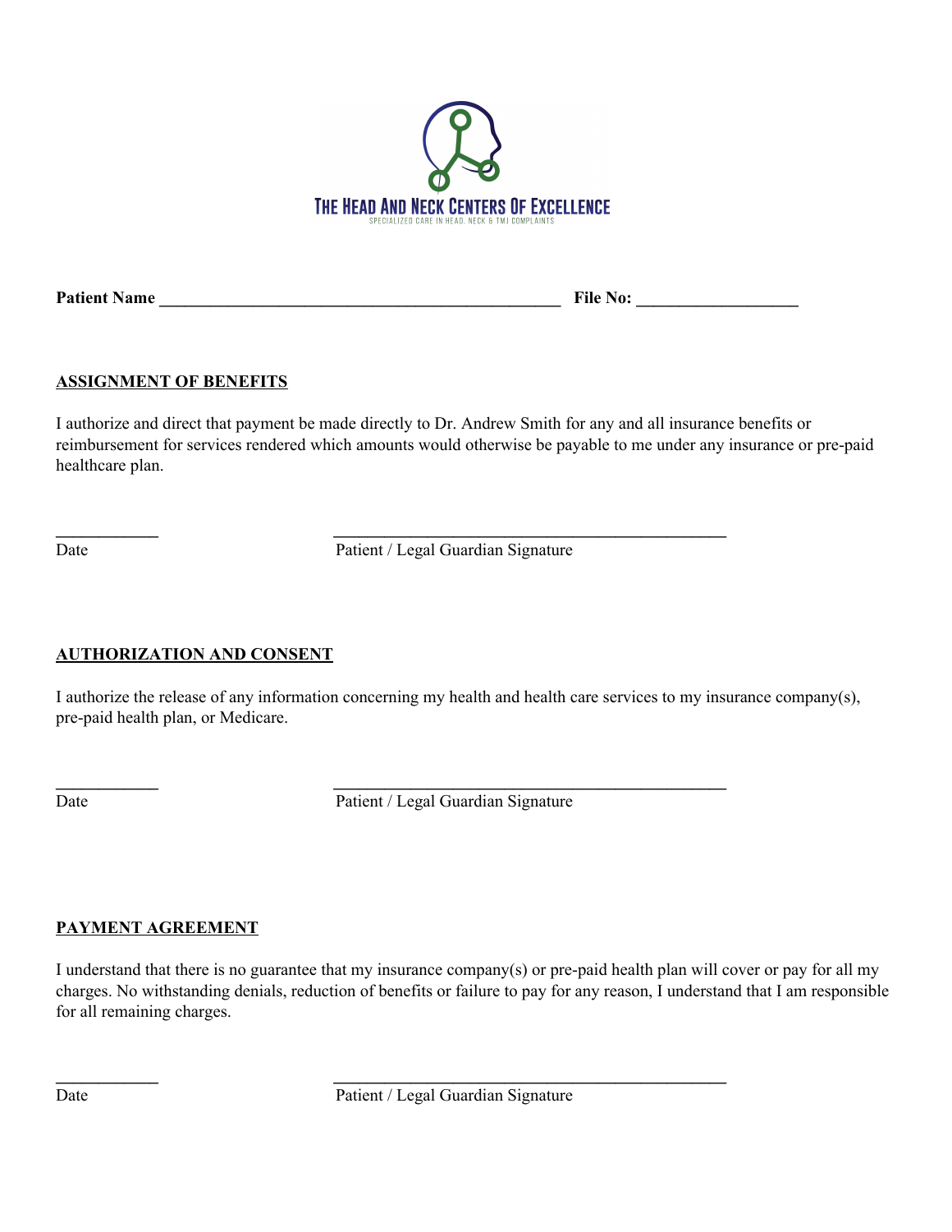THE HEAD AND NECK CENTERS OF EXCELLENCE

SPECIALIZED CARE IN HEAD, NECK & TMJ COMPLAINTS

**Patient Name** ________________________________________________ **File No:** ___________________

**ASSIGNMENT OF BENEFITS**

I authorize and direct that payment be made directly to Dr. Andrew Smith for any and all insurance benefits or reimbursement for services rendered which amounts would otherwise be payable to me under any insurance or pre-paid healthcare plan.

____________ _______________________________________________

Date Patient / Legal Guardian Signature

**AUTHORIZATION AND CONSENT**

I authorize the release of any information concerning my health and health care services to my insurance company(s), pre-paid health plan, or Medicare.

____________ _______________________________________________

Date Patient / Legal Guardian Signature

**PAYMENT AGREEMENT**

I understand that there is no guarantee that my insurance company(s) or pre-paid health plan will cover or pay for all my charges. No withstanding denials, reduction of benefits or failure to pay for any reason, I understand that I am responsible for all remaining charges.

____________ _______________________________________________

Date Patient / Legal Guardian Signature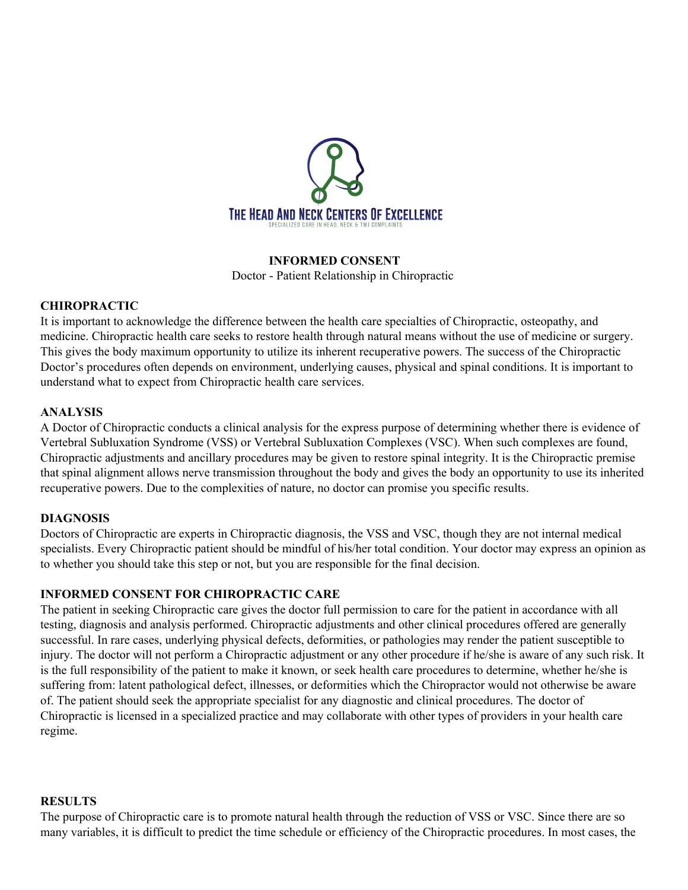THE HEAD AND NECK CENTERS OF EXCELLENCE

SPECIALIZED CARE IN HEAD, NECK & TMJ COMPLAINTS

**INFORMED CONSENT**

Doctor - Patient Relationship in Chiropractic

**CHIROPRACTIC**

It is important to acknowledge the difference between the health care specialties of Chiropractic, osteopathy, and medicine. Chiropractic health care seeks to restore health through natural means without the use of medicine or surgery. This gives the body maximum opportunity to utilize its inherent recuperative powers. The success of the Chiropractic Doctor's procedures often depends on environment, underlying causes, physical and spinal conditions. It is important to understand what to expect from Chiropractic health care services.

**ANALYSIS**

A Doctor of Chiropractic conducts a clinical analysis for the express purpose of determining whether there is evidence of Vertebral Subluxation Syndrome (VSS) or Vertebral Subluxation Complexes (VSC). When such complexes are found, Chiropractic adjustments and ancillary procedures may be given to restore spinal integrity. It is the Chiropractic premise that spinal alignment allows nerve transmission throughout the body and gives the body an opportunity to use its inherited recuperative powers. Due to the complexities of nature, no doctor can promise you specific results.

**DIAGNOSIS**

Doctors of Chiropractic are experts in Chiropractic diagnosis, the VSS and VSC, though they are not internal medical specialists. Every Chiropractic patient should be mindful of his/her total condition. Your doctor may express an opinion as to whether you should take this step or not, but you are responsible for the final decision.

**INFORMED CONSENT FOR CHIROPRACTIC CARE**

The patient in seeking Chiropractic care gives the doctor full permission to care for the patient in accordance with all testing, diagnosis and analysis performed. Chiropractic adjustments and other clinical procedures offered are generally successful. In rare cases, underlying physical defects, deformities, or pathologies may render the patient susceptible to injury. The doctor will not perform a Chiropractic adjustment or any other procedure if he/she is aware of any such risk. It is the full responsibility of the patient to make it known, or seek health care procedures to determine, whether he/she is suffering from: latent pathological defect, illnesses, or deformities which the Chiropractor would not otherwise be aware of. The patient should seek the appropriate specialist for any diagnostic and clinical procedures. The doctor of Chiropractic is licensed in a specialized practice and may collaborate with other types of providers in your health care regime.

**RESULTS**

The purpose of Chiropractic care is to promote natural health through the reduction of VSS or VSC. Since there are so many variables, it is difficult to predict the time schedule or efficiency of the Chiropractic procedures. In most cases, the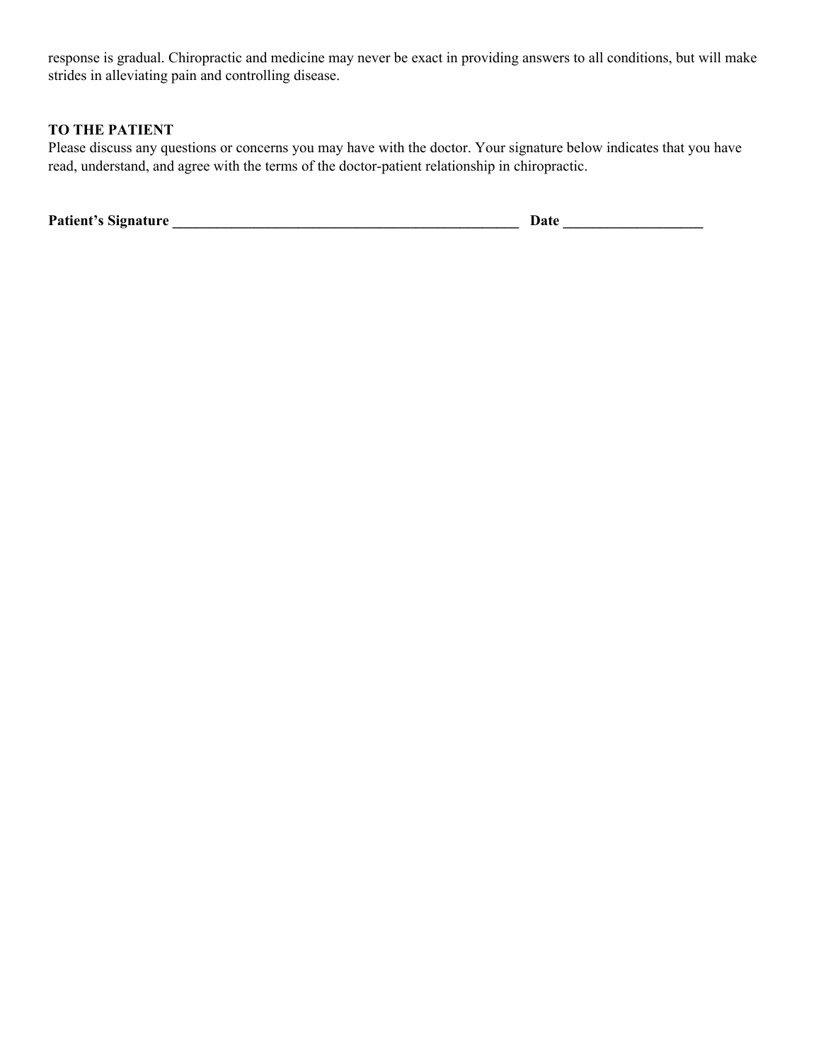response is gradual. Chiropractic and medicine may never be exact in providing answers to all conditions, but will make strides in alleviating pain and controlling disease.

**TO THE PATIENT**

Please discuss any questions or concerns you may have with the doctor. Your signature below indicates that you have read, understand, and agree with the terms of the doctor-patient relationship in chiropractic.

**Patient's Signature ________________________________________________ Date ___________________**